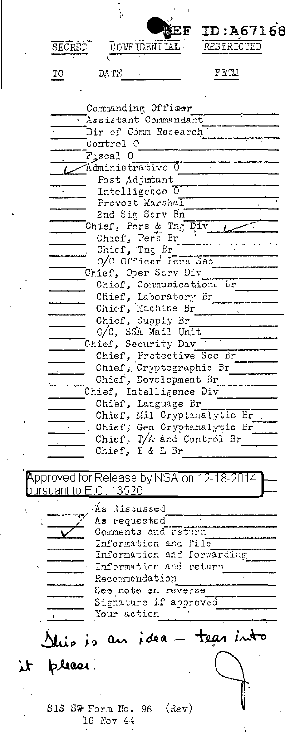REF ID:A67168

SECRET CONFIDENTIAL RESTRICTED

| TO | DATE | FROM |
|---|---|---|
| | Commanding Officer | |
| | Assistant Commandant | |
| | Dir of Comm Research | |
| | Control O | |
| | Fiscal O | |
| ✓ | Administrative O | |
| | Post Adjutant | |
| | Intelligence O | |
| | Provost Marshal | |
| | 2nd Sig Serv Bn | |
| | Chief, Pers & Tng Div | ✓ |
| | Chief, Pers Br | |
| | Chief, Tng Br | |
| | O/C Officer Pers Sec | |
| | Chief, Oper Serv Div | |
| | Chief, Communications Br | |
| | Chief, Laboratory Br | |
| | Chief, Machine Br | |
| | Chief, Supply Br | |
| | O/C, SSA Mail Unit | |
| | Chief, Security Div | |
| | Chief, Protective Sec Br | |
| | Chief, Cryptographic Br | |
| | Chief, Development Br | |
| | Chief, Intelligence Div | |
| | Chief, Language Br | |
| | Chief, Mil Cryptanalytic Br | |
| | Chief, Gen Cryptanalytic Br | |
| | Chief, T/A and Control Br | |
| | Chief, I & L Br | |

Approved for Release by NSA on 12-18-2014 pursuant to E.O. 13526

| | |
|---|---|
| | As discussed |
| | As requested |
| ✓ | Comments and return |
| | Information and file |
| | Information and forwarding |
| | Information and return |
| | Recommendation |
| | See note on reverse |
| | Signature if approved |
| | Your action |

This is an idea – tear into it please.

J

SIS SS Form No. 96 (Rev)
16 Nov 44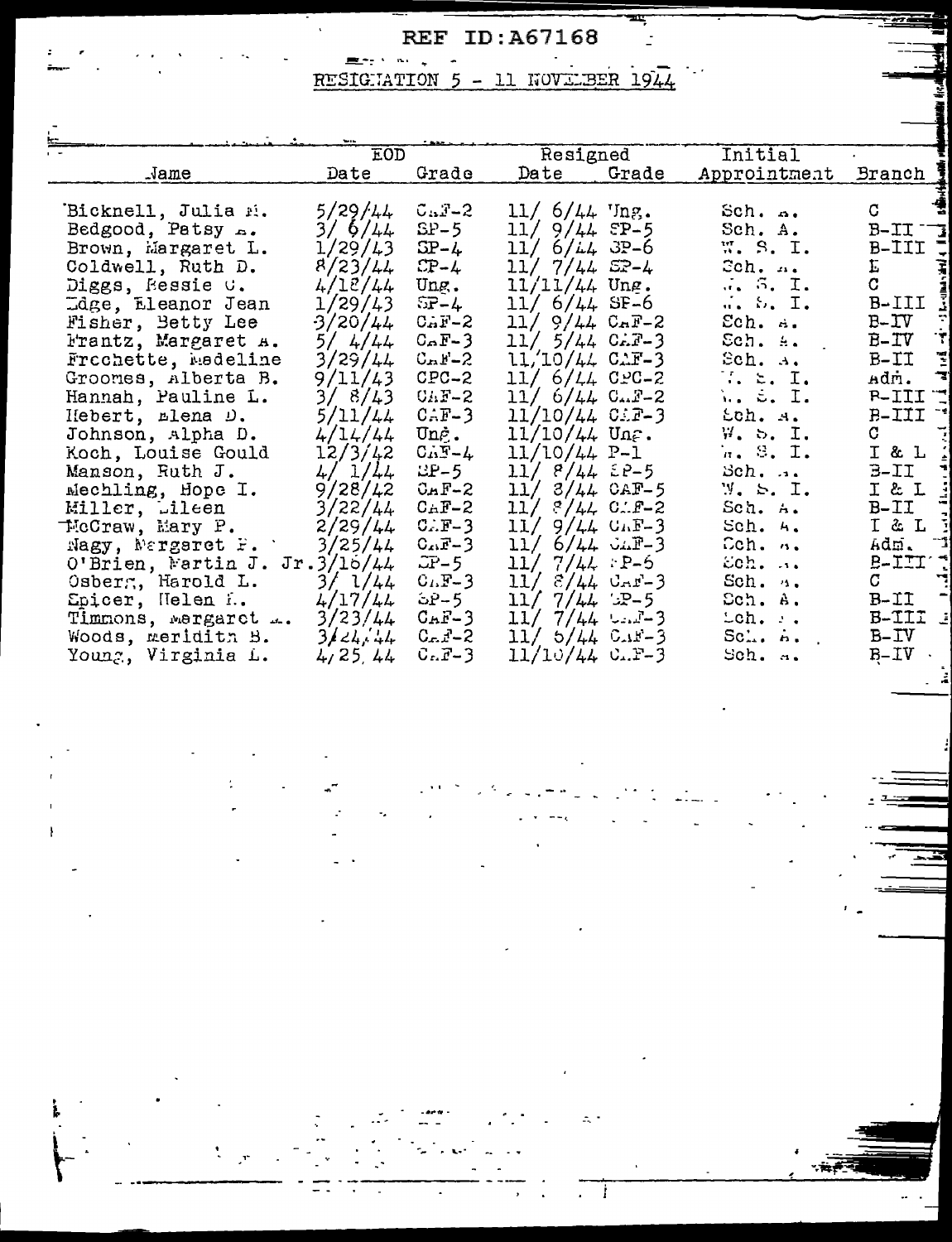REF ID:A67168

RESIGNATION 5 - 11 NOVEMBER 1944

| Name | EOD Date | EOD Grade | Resigned Date | Resigned Grade | Initial Appointment | Branch |
|---|---|---|---|---|---|---|
| Bicknell, Julia M. | 5/29/44 | CAF-2 | 11/ 6/44 | Ung. | Sch. A. | C |
| Bedgood, Patsy A. | 3/ 6/44 | SP-5 | 11/ 9/44 | SP-5 | Sch. A. | B-II |
| Brown, Margaret L. | 1/29/43 | SP-4 | 11/ 6/44 | SP-6 | W. S. I. | B-III |
| Coldwell, Ruth D. | 8/23/44 | SP-4 | 11/ 7/44 | SP-4 | Sch. A. | E |
| Diggs, Bessie C. | 4/18/44 | Ung. | 11/11/44 | Ung. | W. S. I. | C |
| Edge, Eleanor Jean | 1/29/43 | SP-4 | 11/ 6/44 | SP-6 | W. S. I. | B-III |
| Fisher, Betty Lee | 3/20/44 | CAF-2 | 11/ 9/44 | CAF-2 | Sch. A. | B-IV |
| Frantz, Margaret A. | 5/ 4/44 | CAF-3 | 11/ 5/44 | CAF-3 | Sch. A. | B-IV |
| Frechette, Madeline | 3/29/44 | CAF-2 | 11/10/44 | CAF-3 | Sch. A. | B-II |
| Groomes, Alberta B. | 9/11/43 | CPC-2 | 11/ 6/44 | CPC-2 | W. S. I. | Adm. |
| Hannah, Pauline L. | 3/ 8/43 | CAF-2 | 11/ 6/44 | CAF-2 | W. S. I. | B-III |
| Hebert, Elena D. | 5/11/44 | CAF-3 | 11/10/44 | CAF-3 | Sch. A. | B-III |
| Johnson, Alpha D. | 4/14/44 | Ung. | 11/10/44 | Ung. | W. S. I. | C |
| Koch, Louise Gould | 12/3/42 | CAF-4 | 11/10/44 | P-1 | W. S. I. | I & L |
| Manson, Ruth J. | 4/ 1/44 | SP-5 | 11/ 8/44 | SP-5 | Sch. A. | B-II |
| Mechling, Hope I. | 9/28/42 | CAF-2 | 11/ 8/44 | CAF-5 | W. S. I. | I & L |
| Miller, Eileen | 3/22/44 | CAF-2 | 11/ 8/44 | CAF-2 | Sch. A. | B-II |
| McCraw, Mary P. | 2/29/44 | CAF-3 | 11/ 9/44 | CAF-3 | Sch. A. | I & L |
| Nagy, Margaret F. | 3/25/44 | CAF-3 | 11/ 6/44 | CAF-3 | Sch. A. | Adm. |
| O'Brien, Martin J. Jr. | 3/16/44 | SP-5 | 11/ 7/44 | SP-6 | Sch. A. | B-III |
| Osberg, Harold L. | 3/ 1/44 | CAF-3 | 11/ 8/44 | CAF-3 | Sch. A. | C |
| Spicer, Helen F. | 4/17/44 | SP-5 | 11/ 7/44 | SP-5 | Sch. A. | B-II |
| Timmons, Margaret A. | 3/23/44 | CAF-3 | 11/ 7/44 | CAF-3 | Sch. A. | B-III |
| Woods, Meridith B. | 3/24/44 | CAF-2 | 11/ 5/44 | CAF-3 | Sch. A. | B-IV |
| Young, Virginia L. | 4/25/44 | CAF-3 | 11/10/44 | CAF-3 | Sch. A. | B-IV |